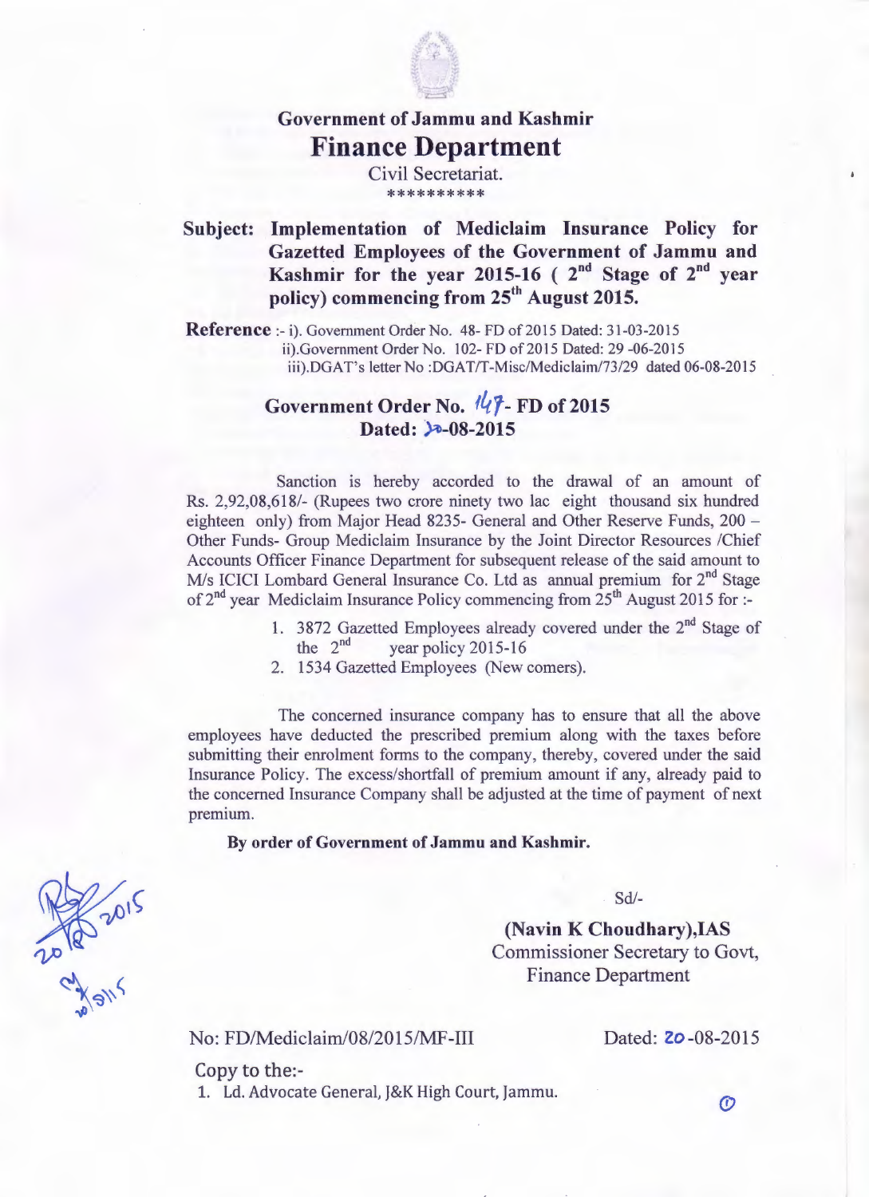# Government of Jammu and Kashmir

# Finance Department

Civil Secretariat.

**********

**Subject: Implementation of Mediclaim Insurance Policy for Gazetted Employees of the Government of Jammu and Kashmir for the year 2015-16 ( 2nd Stage of 2nd year policy) commencing from 25th August 2015.**

**Reference** :- i). Government Order No. 48- FD of 2015 Dated: 31-03-2015
ii).Government Order No. 102- FD of 2015 Dated: 29 -06-2015
iii).DGAT's letter No :DGAT/T-Misc/Mediclaim/73/29 dated 06-08-2015

## Government Order No. 147- FD of 2015
## Dated: 20-08-2015

Sanction is hereby accorded to the drawal of an amount of Rs. 2,92,08,618/- (Rupees two crore ninety two lac eight thousand six hundred eighteen only) from Major Head 8235- General and Other Reserve Funds, 200 – Other Funds- Group Mediclaim Insurance by the Joint Director Resources /Chief Accounts Officer Finance Department for subsequent release of the said amount to M/s ICICI Lombard General Insurance Co. Ltd as annual premium for 2nd Stage of 2nd year Mediclaim Insurance Policy commencing from 25th August 2015 for :-

1. 3872 Gazetted Employees already covered under the 2nd Stage of the 2nd year policy 2015-16
2. 1534 Gazetted Employees (New comers).

The concerned insurance company has to ensure that all the above employees have deducted the prescribed premium along with the taxes before submitting their enrolment forms to the company, thereby, covered under the said Insurance Policy. The excess/shortfall of premium amount if any, already paid to the concerned Insurance Company shall be adjusted at the time of payment of next premium.

**By order of Government of Jammu and Kashmir.**

Sd/-

**(Navin K Choudhary),IAS**
Commissioner Secretary to Govt,
Finance Department

No: FD/Mediclaim/08/2015/MF-III

Dated: 20-08-2015

Copy to the:-

1. Ld. Advocate General, J&K High Court, Jammu.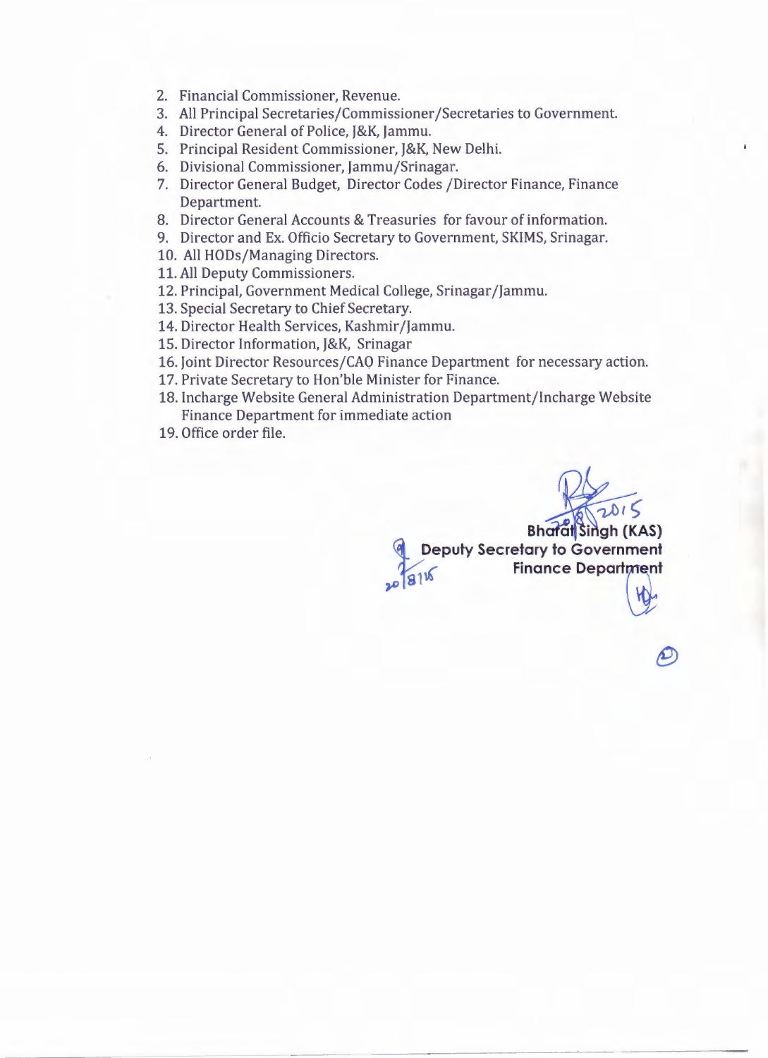2. Financial Commissioner, Revenue.
3. All Principal Secretaries/Commissioner/Secretaries to Government.
4. Director General of Police, J&K, Jammu.
5. Principal Resident Commissioner, J&K, New Delhi.
6. Divisional Commissioner, Jammu/Srinagar.
7. Director General Budget, Director Codes /Director Finance, Finance Department.
8. Director General Accounts & Treasuries for favour of information.
9. Director and Ex. Officio Secretary to Government, SKIMS, Srinagar.
10. All HODs/Managing Directors.
11. All Deputy Commissioners.
12. Principal, Government Medical College, Srinagar/Jammu.
13. Special Secretary to Chief Secretary.
14. Director Health Services, Kashmir/Jammu.
15. Director Information, J&K, Srinagar
16. Joint Director Resources/CAO Finance Department for necessary action.
17. Private Secretary to Hon'ble Minister for Finance.
18. Incharge Website General Administration Department/Incharge Website Finance Department for immediate action
19. Office order file.

20/8/2015

**Bharat Singh (KAS)**
**Deputy Secretary to Government**
**Finance Department**

20/8/15